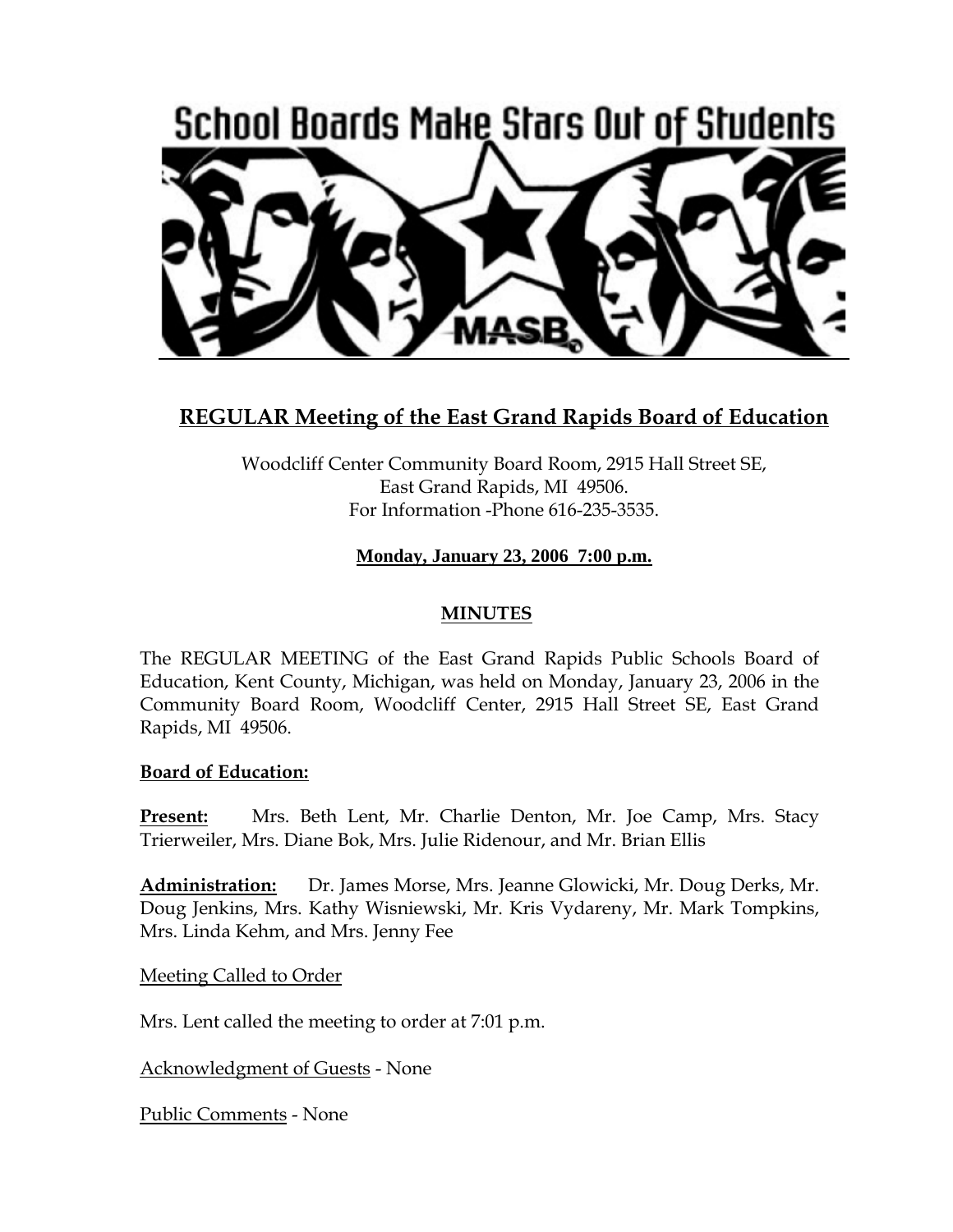# REGULAR Meeting of the East Grand Rapids Board of Education

Woodcliff Center Community Board Room, 2915 Hall Street SE,
East Grand Rapids, MI 49506.
For Information -Phone 616-235-3535.

**Monday, January 23, 2006 7:00 p.m.**

## MINUTES

The REGULAR MEETING of the East Grand Rapids Public Schools Board of Education, Kent County, Michigan, was held on Monday, January 23, 2006 in the Community Board Room, Woodcliff Center, 2915 Hall Street SE, East Grand Rapids, MI 49506.

**Board of Education:**

**Present:** Mrs. Beth Lent, Mr. Charlie Denton, Mr. Joe Camp, Mrs. Stacy Trierweiler, Mrs. Diane Bok, Mrs. Julie Ridenour, and Mr. Brian Ellis

**Administration:** Dr. James Morse, Mrs. Jeanne Glowicki, Mr. Doug Derks, Mr. Doug Jenkins, Mrs. Kathy Wisniewski, Mr. Kris Vydareny, Mr. Mark Tompkins, Mrs. Linda Kehm, and Mrs. Jenny Fee

Meeting Called to Order

Mrs. Lent called the meeting to order at 7:01 p.m.

Acknowledgment of Guests - None

Public Comments - None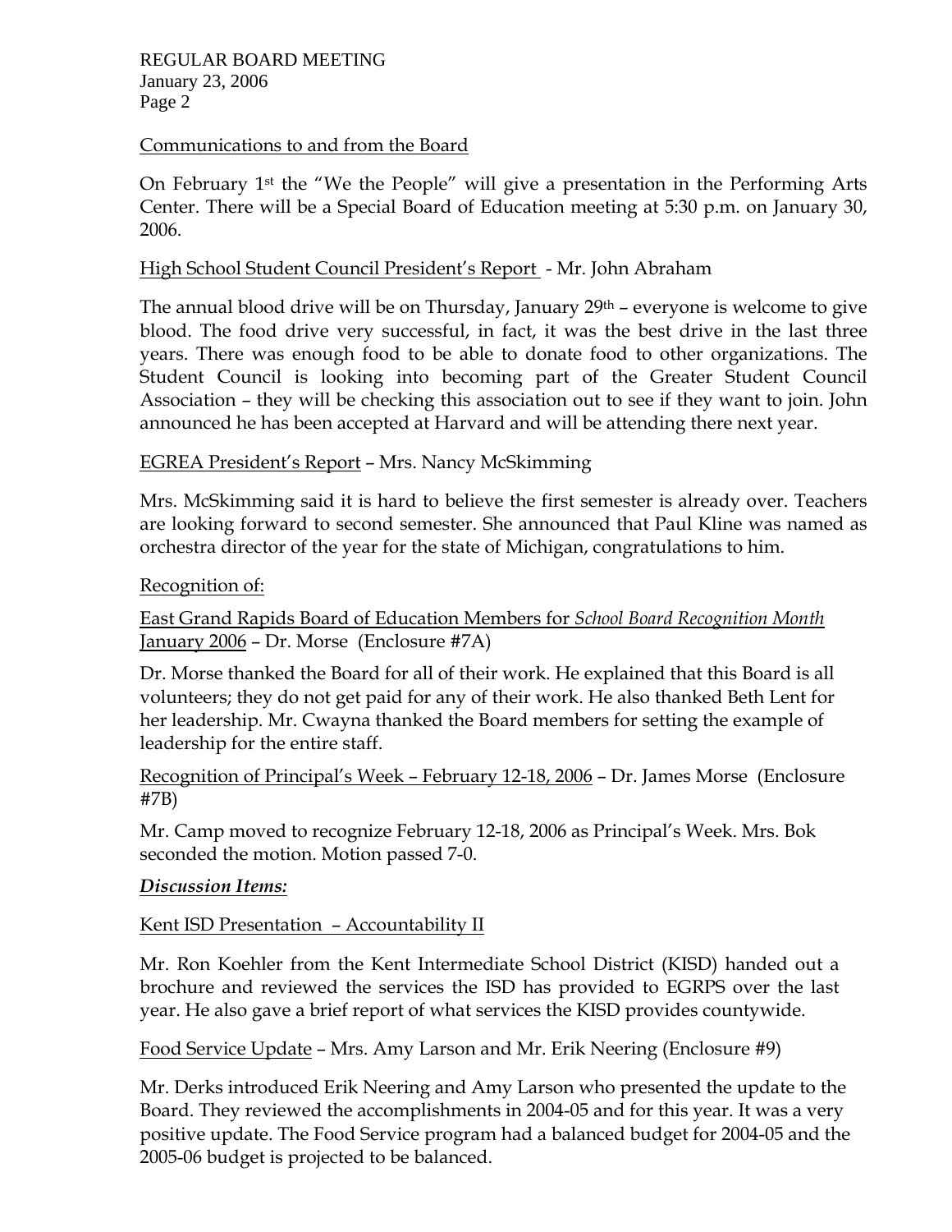Communications to and from the Board

On February 1st the "We the People" will give a presentation in the Performing Arts Center. There will be a Special Board of Education meeting at 5:30 p.m. on January 30, 2006.

High School Student Council President's Report - Mr. John Abraham

The annual blood drive will be on Thursday, January 29th – everyone is welcome to give blood. The food drive very successful, in fact, it was the best drive in the last three years. There was enough food to be able to donate food to other organizations. The Student Council is looking into becoming part of the Greater Student Council Association – they will be checking this association out to see if they want to join. John announced he has been accepted at Harvard and will be attending there next year.

EGREA President's Report – Mrs. Nancy McSkimming

Mrs. McSkimming said it is hard to believe the first semester is already over. Teachers are looking forward to second semester. She announced that Paul Kline was named as orchestra director of the year for the state of Michigan, congratulations to him.

Recognition of:

East Grand Rapids Board of Education Members for *School Board Recognition Month* January 2006 – Dr. Morse (Enclosure #7A)

Dr. Morse thanked the Board for all of their work. He explained that this Board is all volunteers; they do not get paid for any of their work. He also thanked Beth Lent for her leadership. Mr. Cwayna thanked the Board members for setting the example of leadership for the entire staff.

Recognition of Principal's Week – February 12-18, 2006 – Dr. James Morse (Enclosure #7B)

Mr. Camp moved to recognize February 12-18, 2006 as Principal's Week. Mrs. Bok seconded the motion. Motion passed 7-0.

***Discussion Items:***

Kent ISD Presentation – Accountability II

Mr. Ron Koehler from the Kent Intermediate School District (KISD) handed out a brochure and reviewed the services the ISD has provided to EGRPS over the last year. He also gave a brief report of what services the KISD provides countywide.

Food Service Update – Mrs. Amy Larson and Mr. Erik Neering (Enclosure #9)

Mr. Derks introduced Erik Neering and Amy Larson who presented the update to the Board. They reviewed the accomplishments in 2004-05 and for this year. It was a very positive update. The Food Service program had a balanced budget for 2004-05 and the 2005-06 budget is projected to be balanced.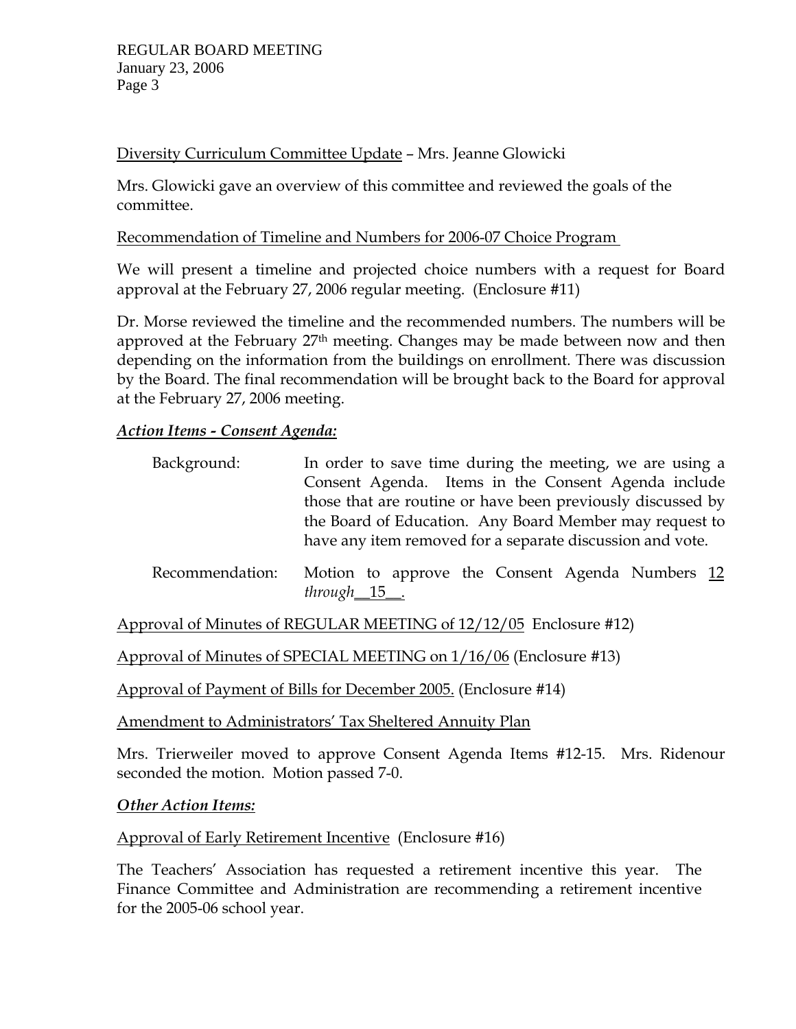Diversity Curriculum Committee Update – Mrs. Jeanne Glowicki

Mrs. Glowicki gave an overview of this committee and reviewed the goals of the committee.

Recommendation of Timeline and Numbers for 2006-07 Choice Program

We will present a timeline and projected choice numbers with a request for Board approval at the February 27, 2006 regular meeting. (Enclosure #11)

Dr. Morse reviewed the timeline and the recommended numbers. The numbers will be approved at the February 27th meeting. Changes may be made between now and then depending on the information from the buildings on enrollment. There was discussion by the Board. The final recommendation will be brought back to the Board for approval at the February 27, 2006 meeting.

***Action Items - Consent Agenda:***

Background: In order to save time during the meeting, we are using a Consent Agenda. Items in the Consent Agenda include those that are routine or have been previously discussed by the Board of Education. Any Board Member may request to have any item removed for a separate discussion and vote.

Recommendation: Motion to approve the Consent Agenda Numbers 12 *through* 15 .

Approval of Minutes of REGULAR MEETING of 12/12/05 Enclosure #12)

Approval of Minutes of SPECIAL MEETING on 1/16/06 (Enclosure #13)

Approval of Payment of Bills for December 2005. (Enclosure #14)

Amendment to Administrators' Tax Sheltered Annuity Plan

Mrs. Trierweiler moved to approve Consent Agenda Items #12-15. Mrs. Ridenour seconded the motion. Motion passed 7-0.

***Other Action Items:***

Approval of Early Retirement Incentive (Enclosure #16)

The Teachers' Association has requested a retirement incentive this year. The Finance Committee and Administration are recommending a retirement incentive for the 2005-06 school year.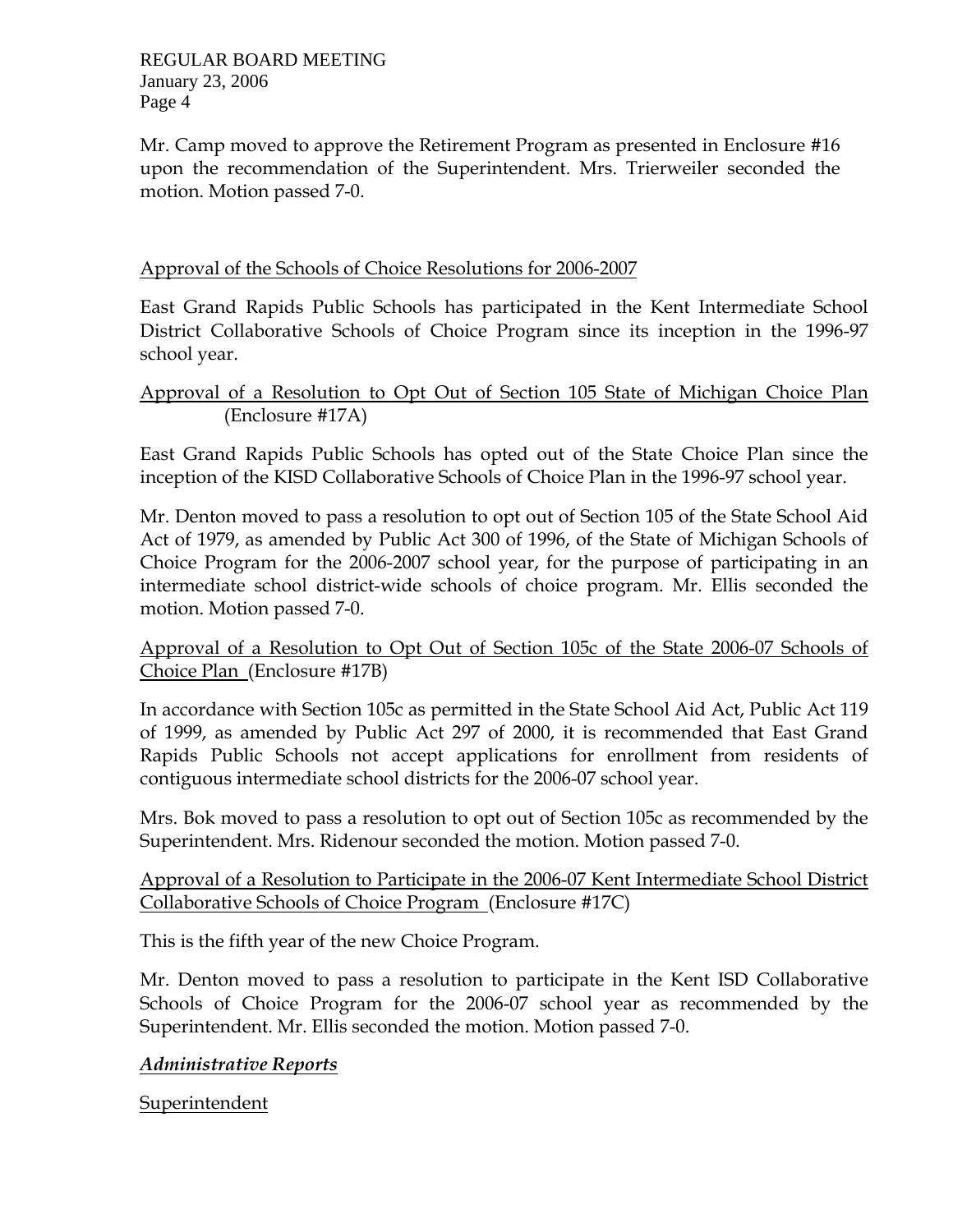Mr. Camp moved to approve the Retirement Program as presented in Enclosure #16 upon the recommendation of the Superintendent. Mrs. Trierweiler seconded the motion. Motion passed 7-0.

Approval of the Schools of Choice Resolutions for 2006-2007

East Grand Rapids Public Schools has participated in the Kent Intermediate School District Collaborative Schools of Choice Program since its inception in the 1996-97 school year.

Approval of a Resolution to Opt Out of Section 105 State of Michigan Choice Plan (Enclosure #17A)

East Grand Rapids Public Schools has opted out of the State Choice Plan since the inception of the KISD Collaborative Schools of Choice Plan in the 1996-97 school year.

Mr. Denton moved to pass a resolution to opt out of Section 105 of the State School Aid Act of 1979, as amended by Public Act 300 of 1996, of the State of Michigan Schools of Choice Program for the 2006-2007 school year, for the purpose of participating in an intermediate school district-wide schools of choice program. Mr. Ellis seconded the motion. Motion passed 7-0.

Approval of a Resolution to Opt Out of Section 105c of the State 2006-07 Schools of Choice Plan (Enclosure #17B)

In accordance with Section 105c as permitted in the State School Aid Act, Public Act 119 of 1999, as amended by Public Act 297 of 2000, it is recommended that East Grand Rapids Public Schools not accept applications for enrollment from residents of contiguous intermediate school districts for the 2006-07 school year.

Mrs. Bok moved to pass a resolution to opt out of Section 105c as recommended by the Superintendent. Mrs. Ridenour seconded the motion. Motion passed 7-0.

Approval of a Resolution to Participate in the 2006-07 Kent Intermediate School District Collaborative Schools of Choice Program (Enclosure #17C)

This is the fifth year of the new Choice Program.

Mr. Denton moved to pass a resolution to participate in the Kent ISD Collaborative Schools of Choice Program for the 2006-07 school year as recommended by the Superintendent. Mr. Ellis seconded the motion. Motion passed 7-0.

***Administrative Reports***

Superintendent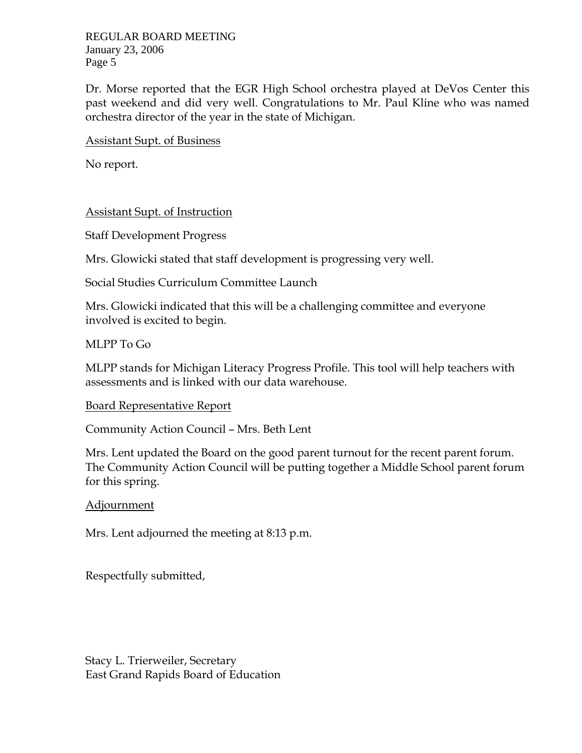Dr. Morse reported that the EGR High School orchestra played at DeVos Center this past weekend and did very well. Congratulations to Mr. Paul Kline who was named orchestra director of the year in the state of Michigan.

Assistant Supt. of Business

No report.

Assistant Supt. of Instruction

Staff Development Progress

Mrs. Glowicki stated that staff development is progressing very well.

Social Studies Curriculum Committee Launch

Mrs. Glowicki indicated that this will be a challenging committee and everyone involved is excited to begin.

MLPP To Go

MLPP stands for Michigan Literacy Progress Profile. This tool will help teachers with assessments and is linked with our data warehouse.

Board Representative Report

Community Action Council – Mrs. Beth Lent

Mrs. Lent updated the Board on the good parent turnout for the recent parent forum. The Community Action Council will be putting together a Middle School parent forum for this spring.

Adjournment

Mrs. Lent adjourned the meeting at 8:13 p.m.

Respectfully submitted,

Stacy L. Trierweiler, Secretary
East Grand Rapids Board of Education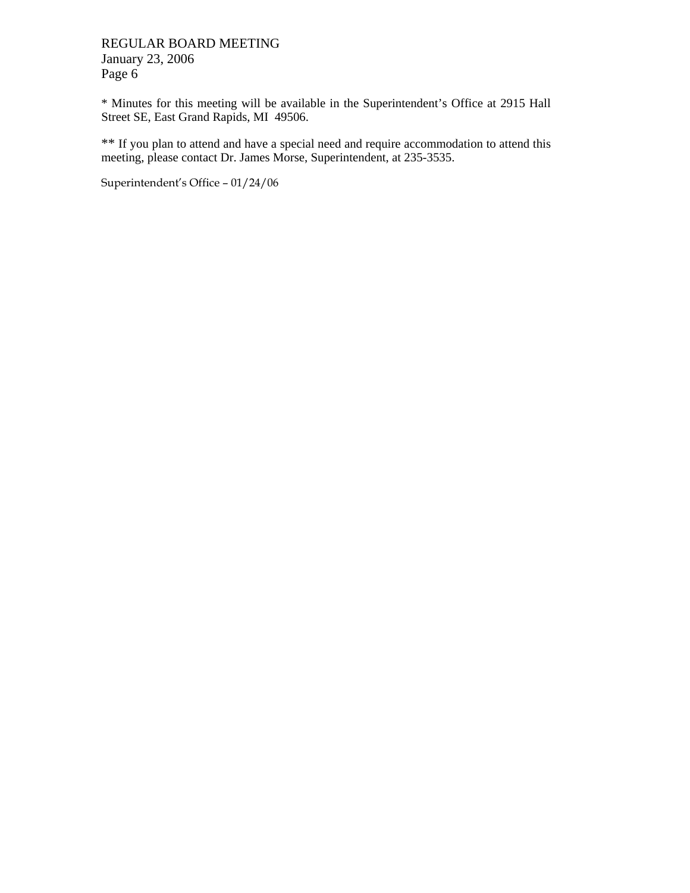* Minutes for this meeting will be available in the Superintendent's Office at 2915 Hall Street SE, East Grand Rapids, MI 49506.

** If you plan to attend and have a special need and require accommodation to attend this meeting, please contact Dr. James Morse, Superintendent, at 235-3535.

Superintendent's Office – 01/24/06